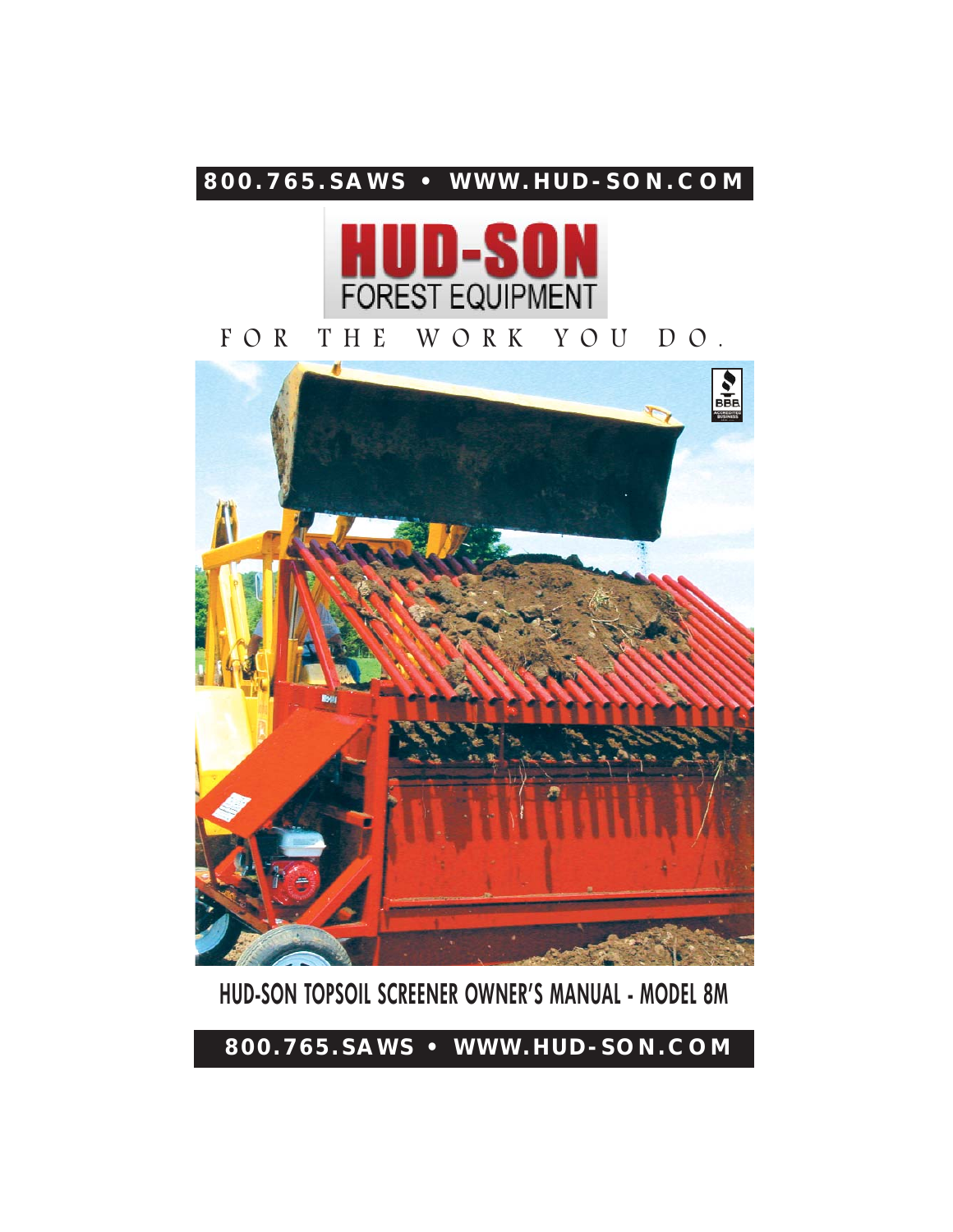**800.765.SAWS • WWW.HUD-SON.COM**

# HUD-SON

FOREST EQUIPMENT

FOR THE WORK YOU DO.

## HUD-SON TOPSOIL SCREENER OWNER'S MANUAL - MODEL 8M

**800.765.SAWS • WWW.HUD-SON.COM**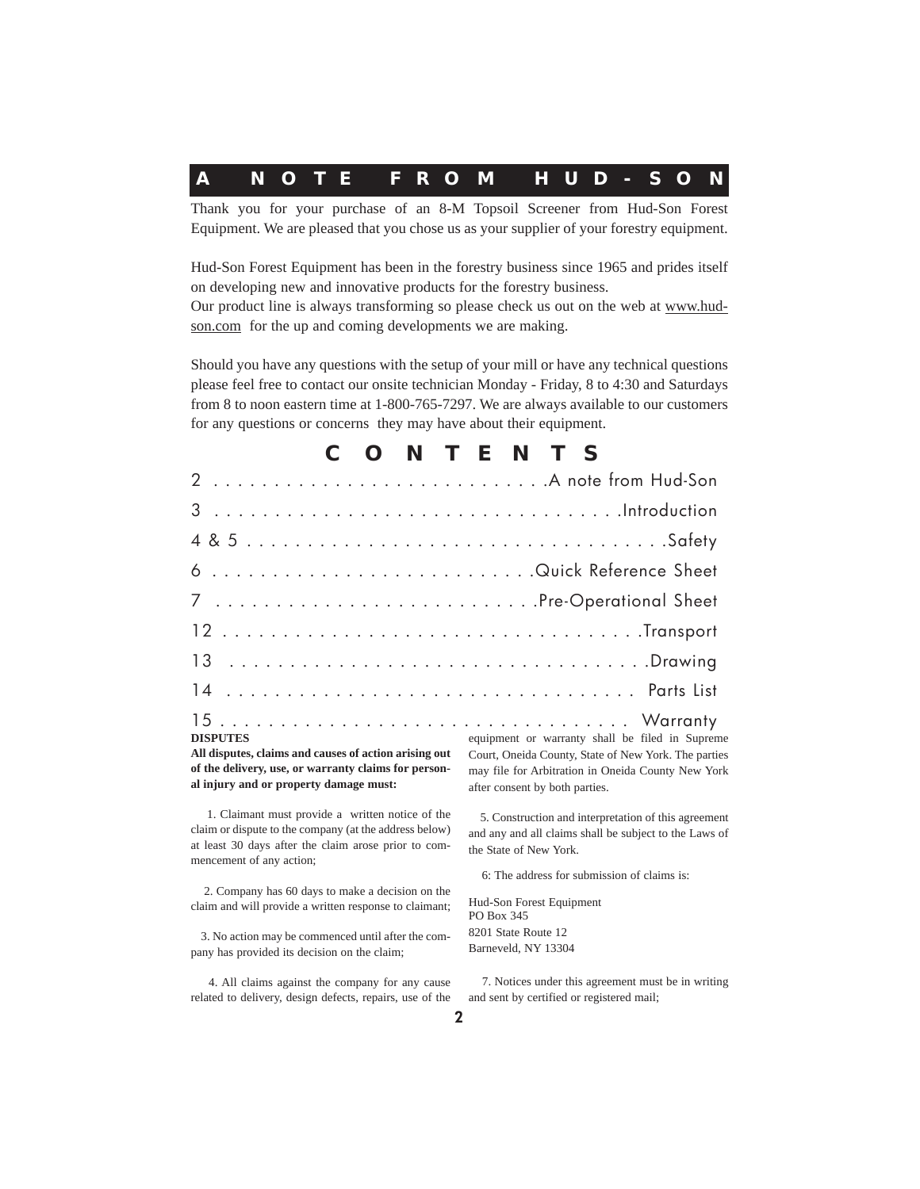## A NOTE FROM HUD-SON

Thank you for your purchase of an 8-M Topsoil Screener from Hud-Son Forest Equipment. We are pleased that you chose us as your supplier of your forestry equipment.

Hud-Son Forest Equipment has been in the forestry business since 1965 and prides itself on developing new and innovative products for the forestry business.
Our product line is always transforming so please check us out on the web at www.hud-son.com for the up and coming developments we are making.

Should you have any questions with the setup of your mill or have any technical questions please feel free to contact our onsite technician Monday - Friday, 8 to 4:30 and Saturdays from 8 to noon eastern time at 1-800-765-7297. We are always available to our customers for any questions or concerns they may have about their equipment.

## CONTENTS

2 . . . . . . . . . . . . . . . . . . . . . . . . . . . .A note from Hud-Son
3 . . . . . . . . . . . . . . . . . . . . . . . . . . . . . . . . . .Introduction
4 & 5 . . . . . . . . . . . . . . . . . . . . . . . . . . . . . . . . . . .Safety
6 . . . . . . . . . . . . . . . . . . . . . . . . . .Quick Reference Sheet
7 . . . . . . . . . . . . . . . . . . . . . . . . . .Pre-Operational Sheet
12 . . . . . . . . . . . . . . . . . . . . . . . . . . . . . . . . . .Transport
13 . . . . . . . . . . . . . . . . . . . . . . . . . . . . . . . . . . .Drawing
14 . . . . . . . . . . . . . . . . . . . . . . . . . . . . . . . . . Parts List
15 . . . . . . . . . . . . . . . . . . . . . . . . . . . . . . . . . Warranty

**DISPUTES**

**All disputes, claims and causes of action arising out of the delivery, use, or warranty claims for personal injury and or property damage must:**

1. Claimant must provide a written notice of the claim or dispute to the company (at the address below) at least 30 days after the claim arose prior to commencement of any action;

2. Company has 60 days to make a decision on the claim and will provide a written response to claimant;

3. No action may be commenced until after the company has provided its decision on the claim;

4. All claims against the company for any cause related to delivery, design defects, repairs, use of the equipment or warranty shall be filed in Supreme Court, Oneida County, State of New York. The parties may file for Arbitration in Oneida County New York after consent by both parties.

5. Construction and interpretation of this agreement and any and all claims shall be subject to the Laws of the State of New York.

6: The address for submission of claims is:

Hud-Son Forest Equipment
PO Box 345
8201 State Route 12
Barneveld, NY 13304

7. Notices under this agreement must be in writing and sent by certified or registered mail;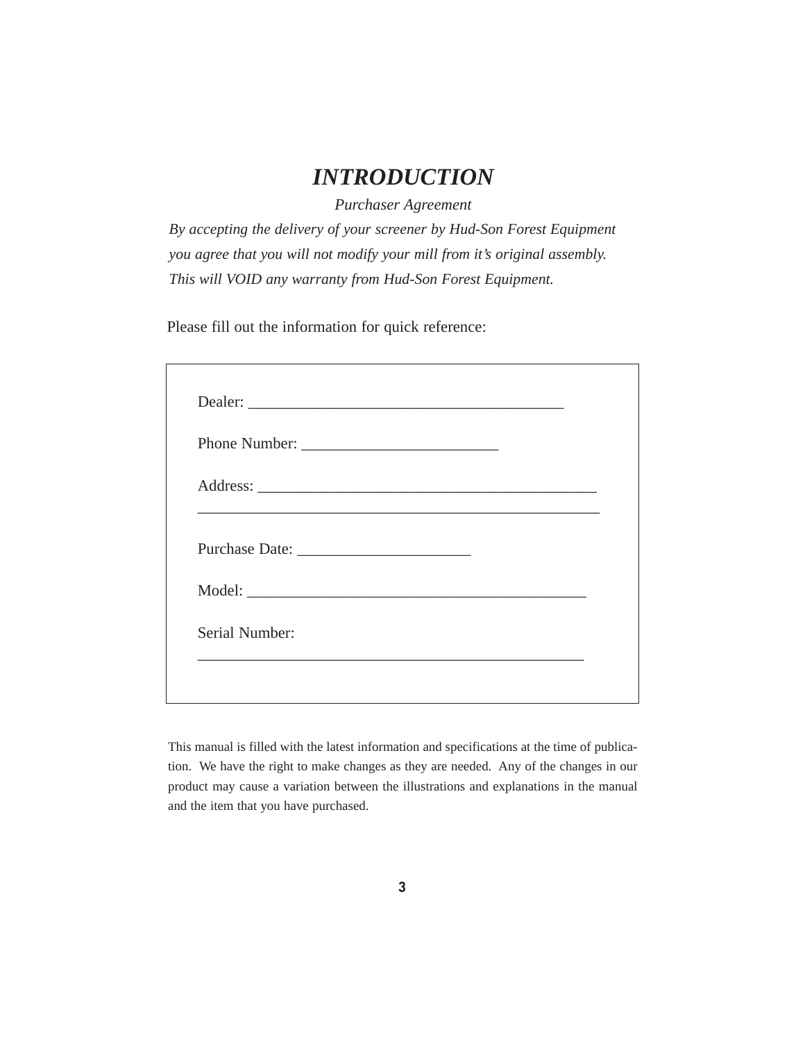# *INTRODUCTION*

*Purchaser Agreement*

*By accepting the delivery of your screener by Hud-Son Forest Equipment you agree that you will not modify your mill from it's original assembly. This will VOID any warranty from Hud-Son Forest Equipment.*

Please fill out the information for quick reference:

Dealer: ________________________________________

Phone Number: _________________________

Address: ___________________________________________
____________________________________________________

Purchase Date: ______________________

Model: ___________________________________________

Serial Number:
__________________________________________________

This manual is filled with the latest information and specifications at the time of publication. We have the right to make changes as they are needed. Any of the changes in our product may cause a variation between the illustrations and explanations in the manual and the item that you have purchased.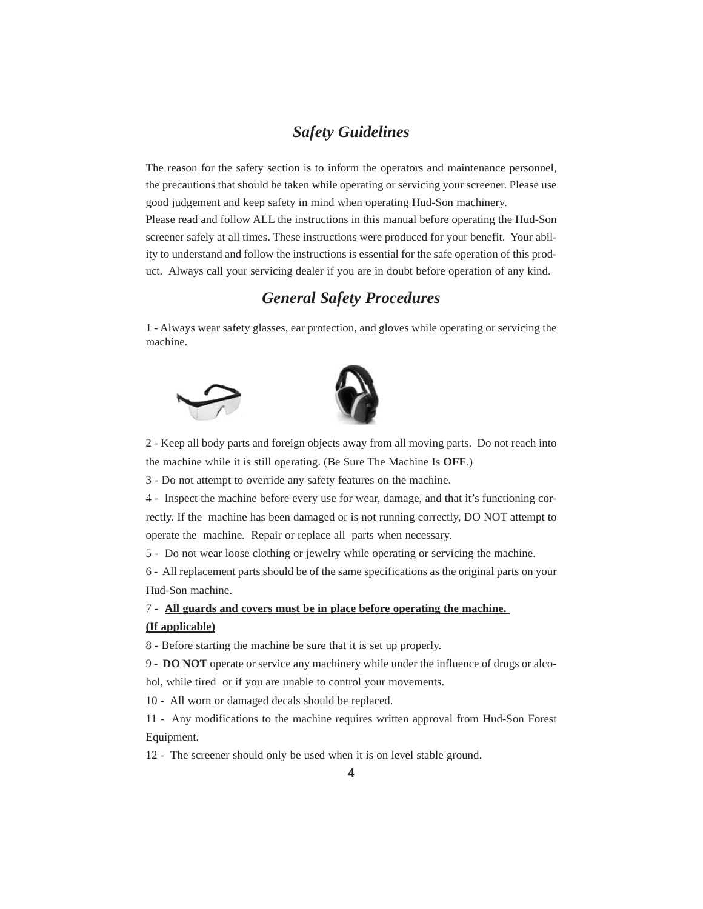## *Safety Guidelines*

The reason for the safety section is to inform the operators and maintenance personnel, the precautions that should be taken while operating or servicing your screener. Please use good judgement and keep safety in mind when operating Hud-Son machinery.
Please read and follow ALL the instructions in this manual before operating the Hud-Son screener safely at all times. These instructions were produced for your benefit. Your ability to understand and follow the instructions is essential for the safe operation of this product. Always call your servicing dealer if you are in doubt before operation of any kind.

## *General Safety Procedures*

1 - Always wear safety glasses, ear protection, and gloves while operating or servicing the machine.

2 - Keep all body parts and foreign objects away from all moving parts. Do not reach into the machine while it is still operating. (Be Sure The Machine Is **OFF**.)

3 - Do not attempt to override any safety features on the machine.

4 - Inspect the machine before every use for wear, damage, and that it's functioning correctly. If the machine has been damaged or is not running correctly, DO NOT attempt to operate the machine. Repair or replace all parts when necessary.

5 - Do not wear loose clothing or jewelry while operating or servicing the machine.

6 - All replacement parts should be of the same specifications as the original parts on your Hud-Son machine.

7 - **<u>All guards and covers must be in place before operating the machine. (If applicable)</u>**

8 - Before starting the machine be sure that it is set up properly.

9 - **DO NOT** operate or service any machinery while under the influence of drugs or alcohol, while tired or if you are unable to control your movements.

10 - All worn or damaged decals should be replaced.

11 - Any modifications to the machine requires written approval from Hud-Son Forest Equipment.

12 - The screener should only be used when it is on level stable ground.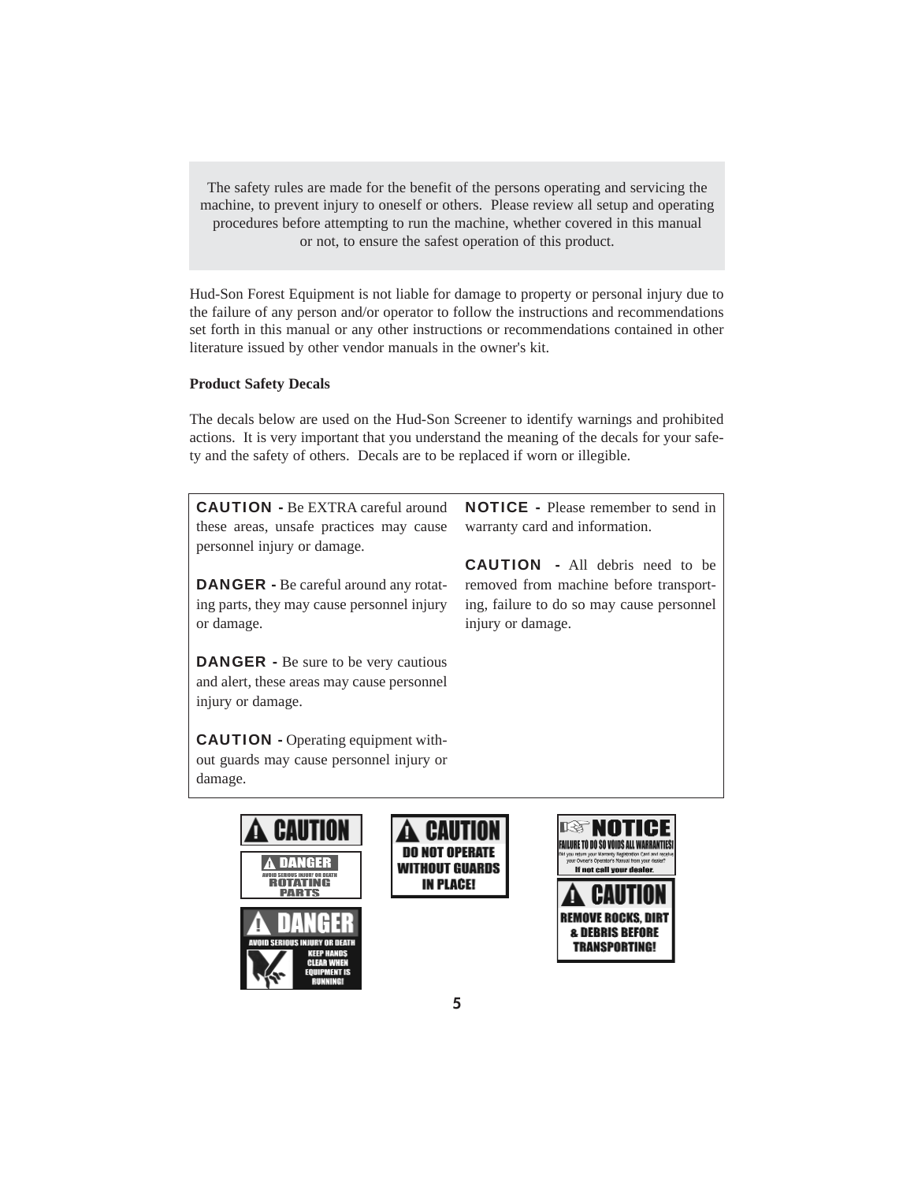The safety rules are made for the benefit of the persons operating and servicing the machine, to prevent injury to oneself or others. Please review all setup and operating procedures before attempting to run the machine, whether covered in this manual or not, to ensure the safest operation of this product.

Hud-Son Forest Equipment is not liable for damage to property or personal injury due to the failure of any person and/or operator to follow the instructions and recommendations set forth in this manual or any other instructions or recommendations contained in other literature issued by other vendor manuals in the owner's kit.

**Product Safety Decals**

The decals below are used on the Hud-Son Screener to identify warnings and prohibited actions. It is very important that you understand the meaning of the decals for your safety and the safety of others. Decals are to be replaced if worn or illegible.

**CAUTION -** Be EXTRA careful around these areas, unsafe practices may cause personnel injury or damage.

**DANGER -** Be careful around any rotating parts, they may cause personnel injury or damage.

**DANGER -** Be sure to be very cautious and alert, these areas may cause personnel injury or damage.

**CAUTION -** Operating equipment without guards may cause personnel injury or damage.

**NOTICE -** Please remember to send in warranty card and information.

**CAUTION -** All debris need to be removed from machine before transporting, failure to do so may cause personnel injury or damage.

CAUTION

DANGER
AVOID SERIOUS INJURY OR DEATH
ROTATING PARTS

DANGER
AVOID SERIOUS INJURY OR DEATH
KEEP HANDS CLEAR WHEN EQUIPMENT IS RUNNING!

CAUTION
DO NOT OPERATE WITHOUT GUARDS IN PLACE!

NOTICE
FAILURE TO DO SO VOIDS ALL WARRANTIES!
Did you return your Warranty Registration Card and receive your Owner's Operator's Manual from your dealer?
If not call your dealer.

CAUTION
REMOVE ROCKS, DIRT & DEBRIS BEFORE TRANSPORTING!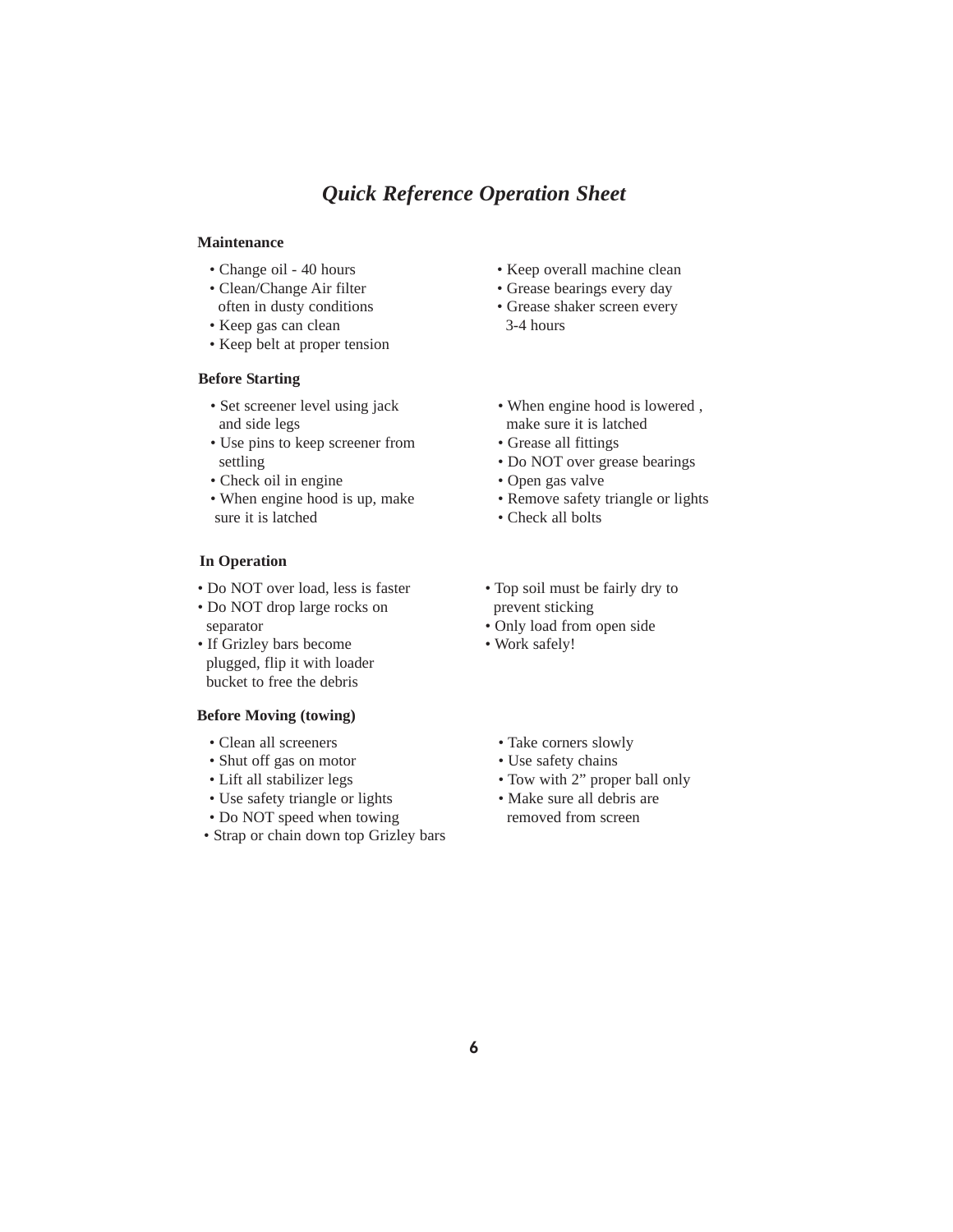# *Quick Reference Operation Sheet*

**Maintenance**

- Change oil - 40 hours
- Clean/Change Air filter often in dusty conditions
- Keep gas can clean
- Keep belt at proper tension
- Keep overall machine clean
- Grease bearings every day
- Grease shaker screen every 3-4 hours

**Before Starting**

- Set screener level using jack and side legs
- Use pins to keep screener from settling
- Check oil in engine
- When engine hood is up, make sure it is latched
- When engine hood is lowered , make sure it is latched
- Grease all fittings
- Do NOT over grease bearings
- Open gas valve
- Remove safety triangle or lights
- Check all bolts

**In Operation**

- Do NOT over load, less is faster
- Do NOT drop large rocks on separator
- If Grizley bars become plugged, flip it with loader bucket to free the debris
- Top soil must be fairly dry to prevent sticking
- Only load from open side
- Work safely!

**Before Moving (towing)**

- Clean all screeners
- Shut off gas on motor
- Lift all stabilizer legs
- Use safety triangle or lights
- Do NOT speed when towing
- Strap or chain down top Grizley bars
- Take corners slowly
- Use safety chains
- Tow with 2” proper ball only
- Make sure all debris are removed from screen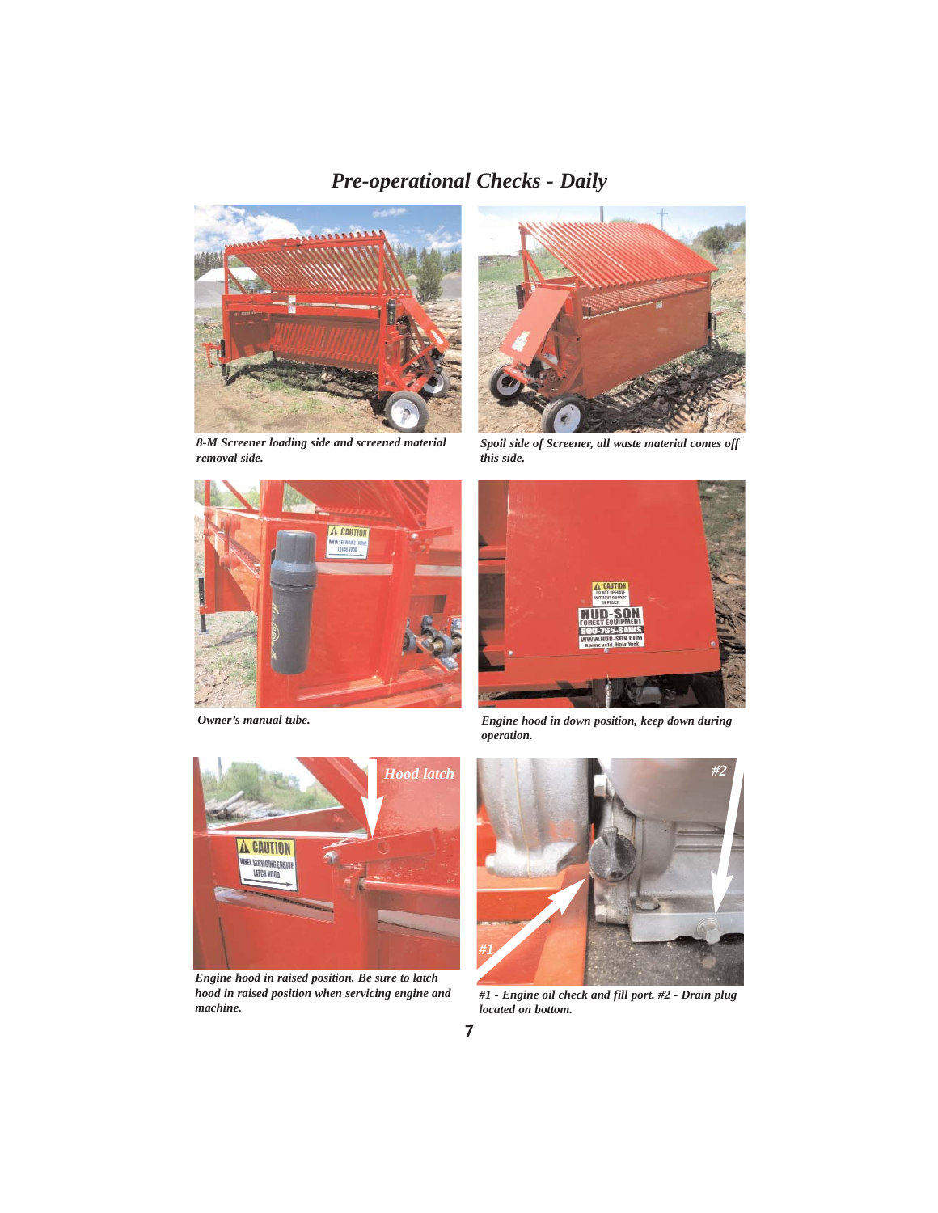# Pre-operational Checks - Daily

*8-M Screener loading side and screened material removal side.*

*Spoil side of Screener, all waste material comes off this side.*

*Owner's manual tube.*

*Engine hood in down position, keep down during operation.*

*Engine hood in raised position. Be sure to latch hood in raised position when servicing engine and machine.*

*#1 - Engine oil check and fill port. #2 - Drain plug located on bottom.*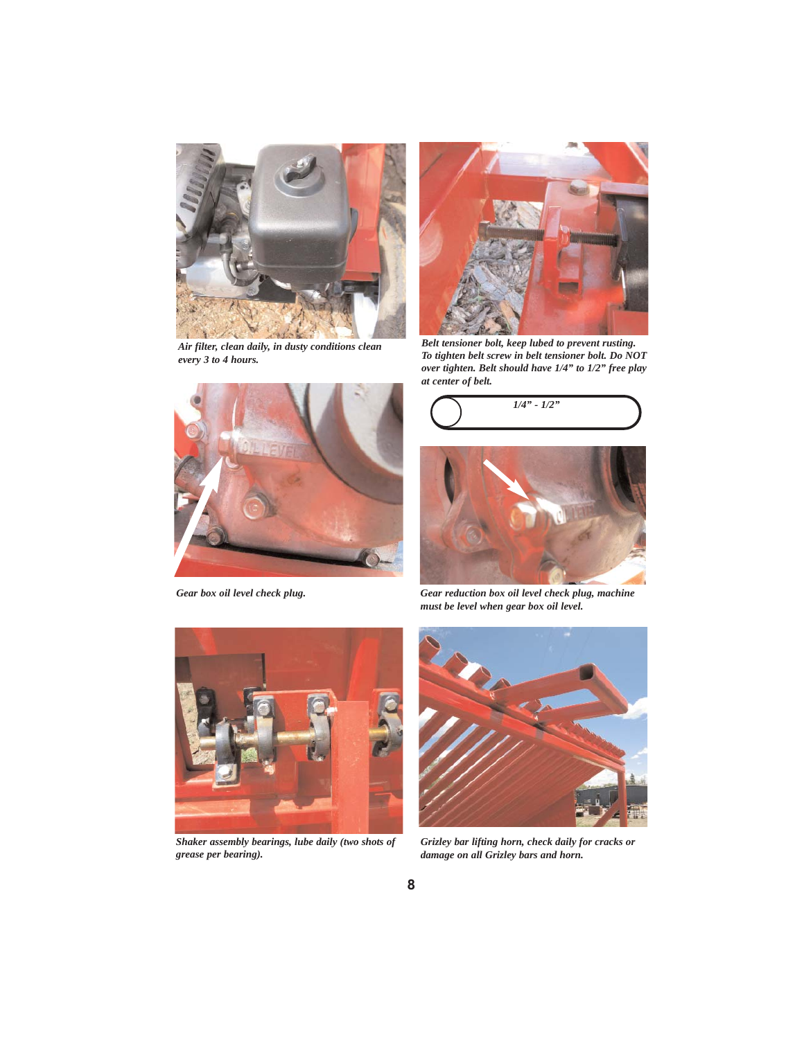*Air filter, clean daily, in dusty conditions clean every 3 to 4 hours.*

*Belt tensioner bolt, keep lubed to prevent rusting. To tighten belt screw in belt tensioner bolt. Do NOT over tighten. Belt should have 1/4" to 1/2" free play at center of belt.*

*1/4" - 1/2"*

*Gear box oil level check plug.*

*Gear reduction box oil level check plug, machine must be level when gear box oil level.*

*Shaker assembly bearings, lube daily (two shots of grease per bearing).*

*Grizley bar lifting horn, check daily for cracks or damage on all Grizley bars and horn.*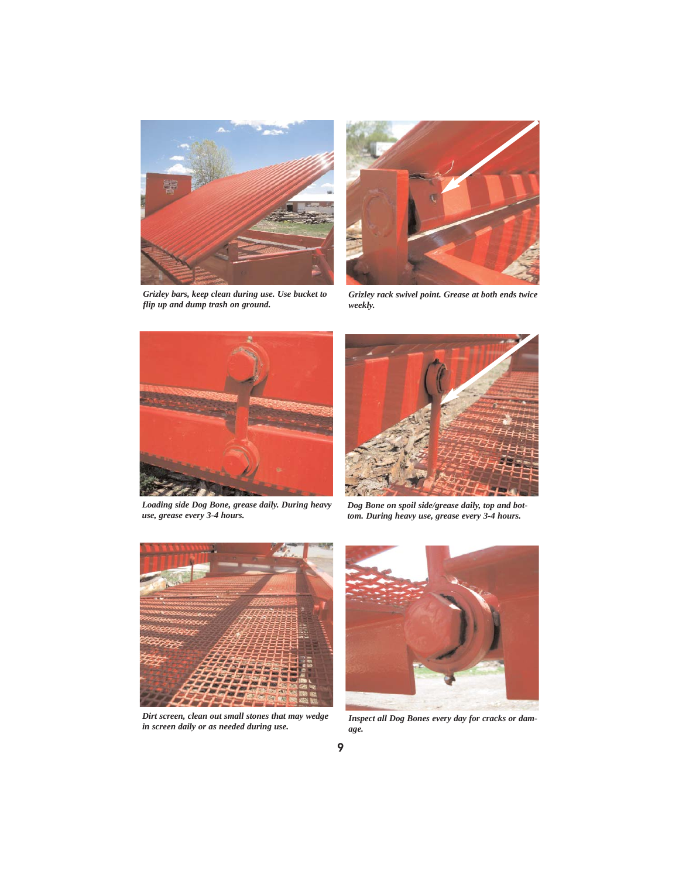*Grizley bars, keep clean during use. Use bucket to flip up and dump trash on ground.*

*Grizley rack swivel point. Grease at both ends twice weekly.*

*Loading side Dog Bone, grease daily. During heavy use, grease every 3-4 hours.*

*Dog Bone on spoil side/grease daily, top and bottom. During heavy use, grease every 3-4 hours.*

*Dirt screen, clean out small stones that may wedge in screen daily or as needed during use.*

*Inspect all Dog Bones every day for cracks or damage.*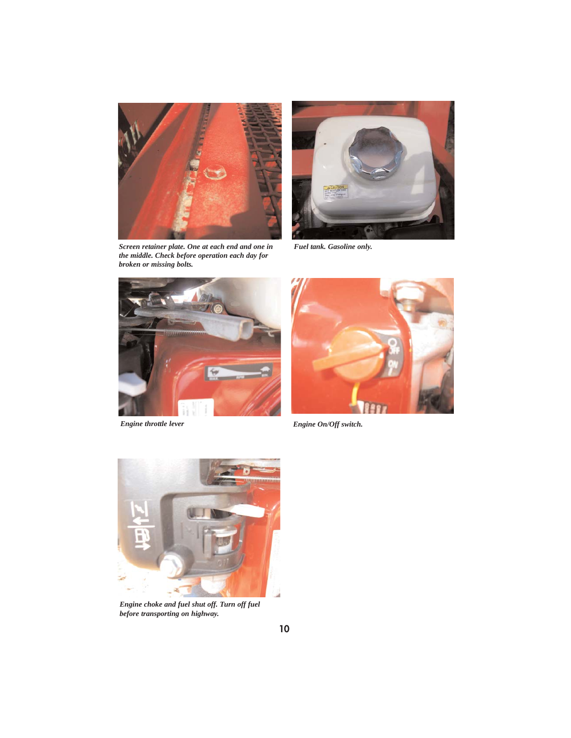*Screen retainer plate. One at each end and one in the middle. Check before operation each day for broken or missing bolts.*

*Fuel tank. Gasoline only.*

*Engine throttle lever*

*Engine On/Off switch.*

*Engine choke and fuel shut off. Turn off fuel before transporting on highway.*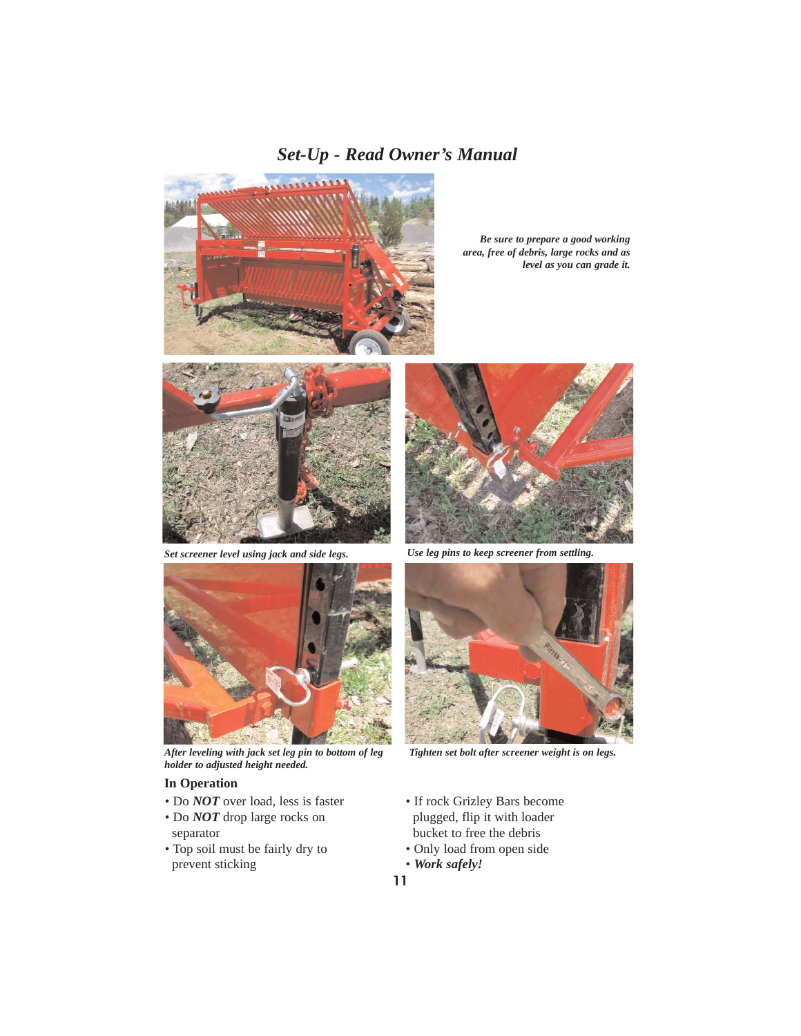# *Set-Up - Read Owner's Manual*

***Be sure to prepare a good working area, free of debris, large rocks and as level as you can grade it.***

***Set screener level using jack and side legs.***

***Use leg pins to keep screener from settling.***

***After leveling with jack set leg pin to bottom of leg holder to adjusted height needed.***

***Tighten set bolt after screener weight is on legs.***

**In Operation**

- Do ***NOT*** over load, less is faster
- Do ***NOT*** drop large rocks on separator
- Top soil must be fairly dry to prevent sticking
- If rock Grizley Bars become plugged, flip it with loader bucket to free the debris
- Only load from open side
- ***Work safely!***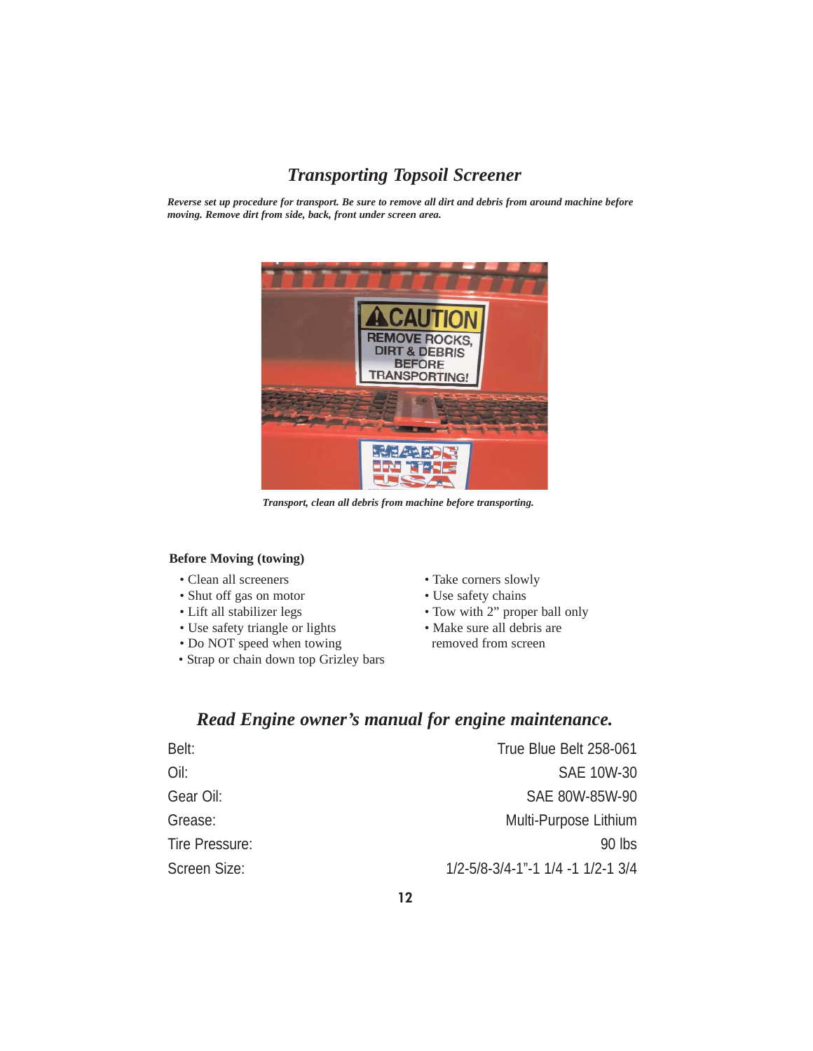## *Transporting Topsoil Screener*

***Reverse set up procedure for transport. Be sure to remove all dirt and debris from around machine before moving. Remove dirt from side, back, front under screen area.***

*Transport, clean all debris from machine before transporting.*

**Before Moving (towing)**

- Clean all screeners
- Shut off gas on motor
- Lift all stabilizer legs
- Use safety triangle or lights
- Do NOT speed when towing
- Strap or chain down top Grizley bars
- Take corners slowly
- Use safety chains
- Tow with 2" proper ball only
- Make sure all debris are removed from screen

## *Read Engine owner's manual for engine maintenance.*

| | |
|---|---|
| Belt: | True Blue Belt 258-061 |
| Oil: | SAE 10W-30 |
| Gear Oil: | SAE 80W-85W-90 |
| Grease: | Multi-Purpose Lithium |
| Tire Pressure: | 90 lbs |
| Screen Size: | 1/2-5/8-3/4-1"-1 1/4 -1 1/2-1 3/4 |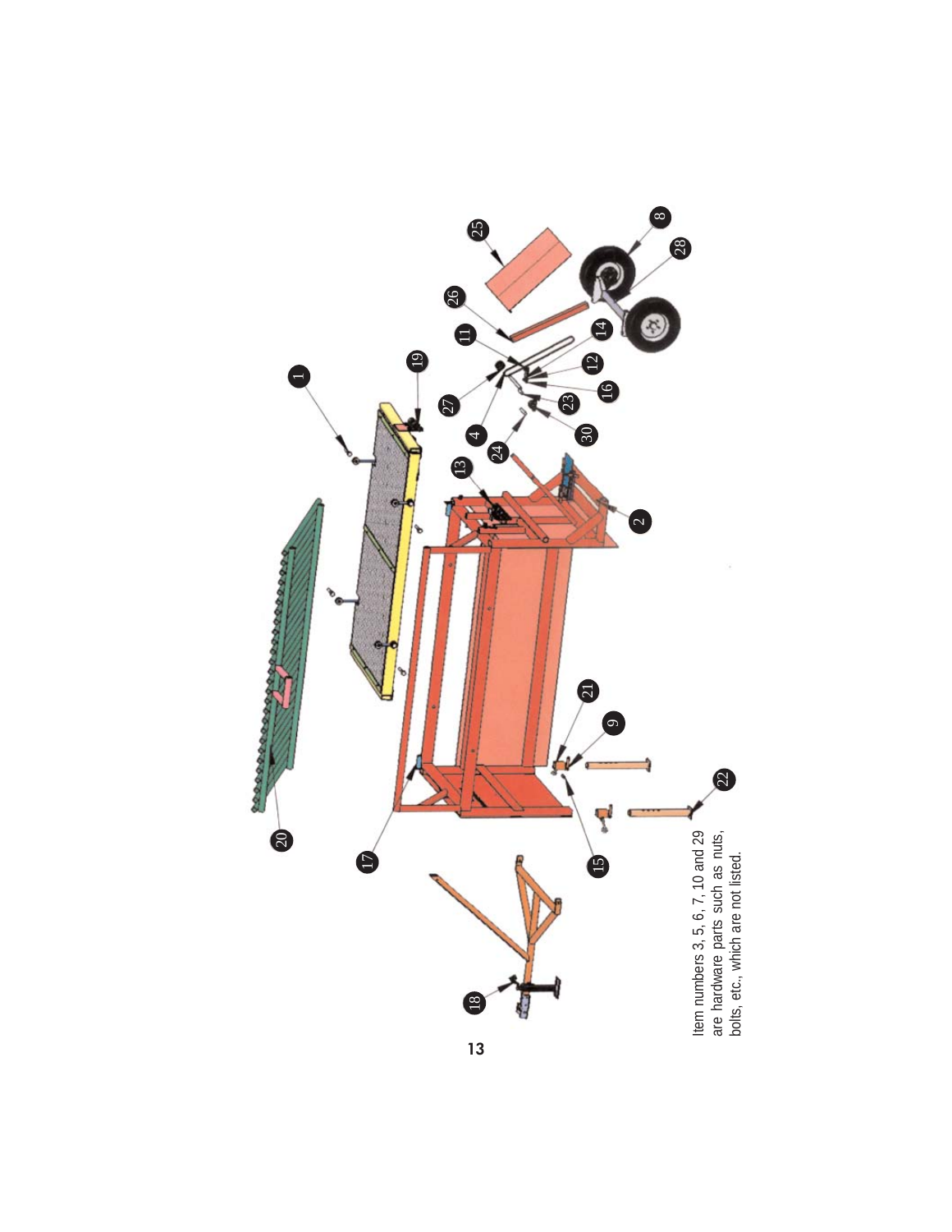Item numbers 3, 5, 6, 7, 10 and 29 are hardware parts such as nuts, bolts, etc., which are not listed.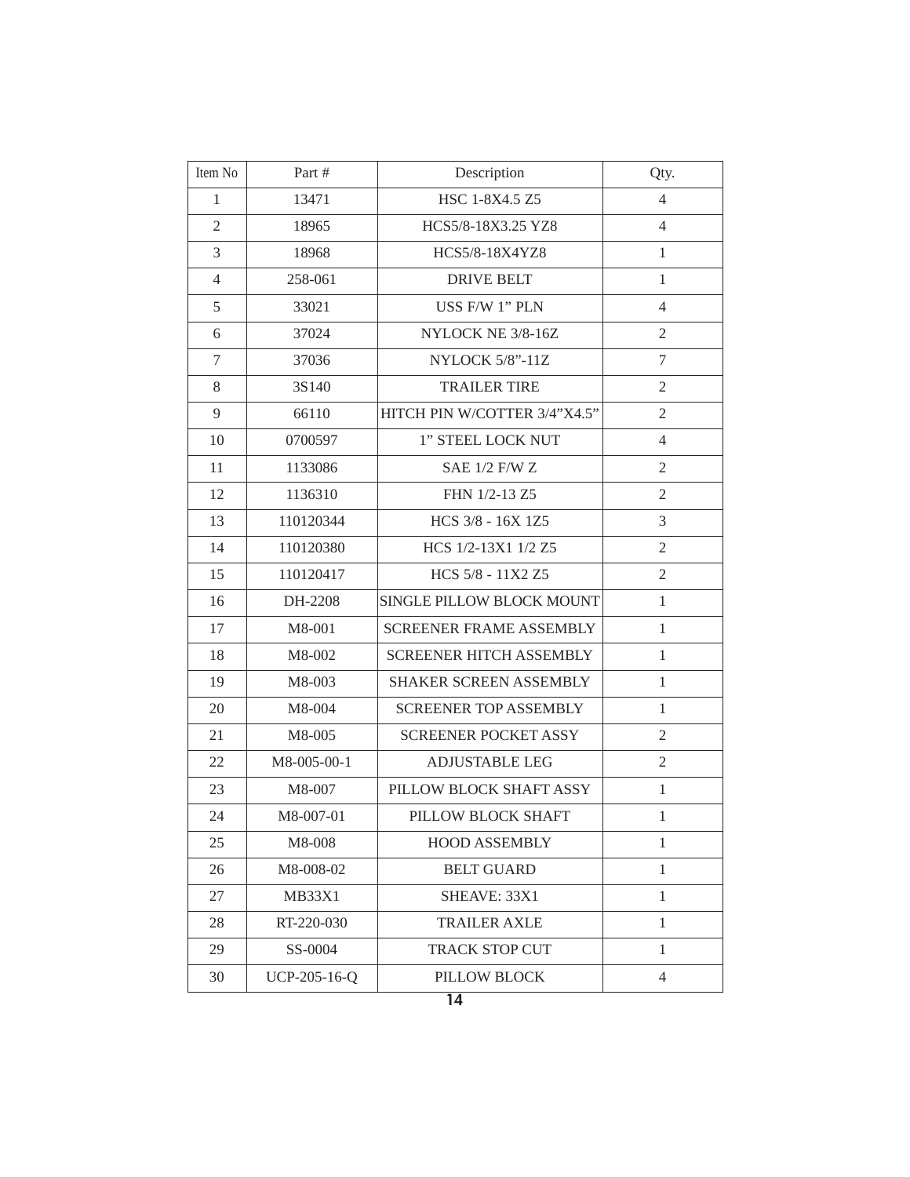| Item No | Part # | Description | Qty. |
|---|---|---|---|
| 1 | 13471 | HSC 1-8X4.5 Z5 | 4 |
| 2 | 18965 | HCS5/8-18X3.25 YZ8 | 4 |
| 3 | 18968 | HCS5/8-18X4YZ8 | 1 |
| 4 | 258-061 | DRIVE BELT | 1 |
| 5 | 33021 | USS F/W 1” PLN | 4 |
| 6 | 37024 | NYLOCK NE 3/8-16Z | 2 |
| 7 | 37036 | NYLOCK 5/8”-11Z | 7 |
| 8 | 3S140 | TRAILER TIRE | 2 |
| 9 | 66110 | HITCH PIN W/COTTER 3/4”X4.5” | 2 |
| 10 | 0700597 | 1” STEEL LOCK NUT | 4 |
| 11 | 1133086 | SAE 1/2 F/W Z | 2 |
| 12 | 1136310 | FHN 1/2-13 Z5 | 2 |
| 13 | 110120344 | HCS 3/8 - 16X 1Z5 | 3 |
| 14 | 110120380 | HCS 1/2-13X1 1/2 Z5 | 2 |
| 15 | 110120417 | HCS 5/8 - 11X2 Z5 | 2 |
| 16 | DH-2208 | SINGLE PILLOW BLOCK MOUNT | 1 |
| 17 | M8-001 | SCREENER FRAME ASSEMBLY | 1 |
| 18 | M8-002 | SCREENER HITCH ASSEMBLY | 1 |
| 19 | M8-003 | SHAKER SCREEN ASSEMBLY | 1 |
| 20 | M8-004 | SCREENER TOP ASSEMBLY | 1 |
| 21 | M8-005 | SCREENER POCKET ASSY | 2 |
| 22 | M8-005-00-1 | ADJUSTABLE LEG | 2 |
| 23 | M8-007 | PILLOW BLOCK SHAFT ASSY | 1 |
| 24 | M8-007-01 | PILLOW BLOCK SHAFT | 1 |
| 25 | M8-008 | HOOD ASSEMBLY | 1 |
| 26 | M8-008-02 | BELT GUARD | 1 |
| 27 | MB33X1 | SHEAVE: 33X1 | 1 |
| 28 | RT-220-030 | TRAILER AXLE | 1 |
| 29 | SS-0004 | TRACK STOP CUT | 1 |
| 30 | UCP-205-16-Q | PILLOW BLOCK | 4 |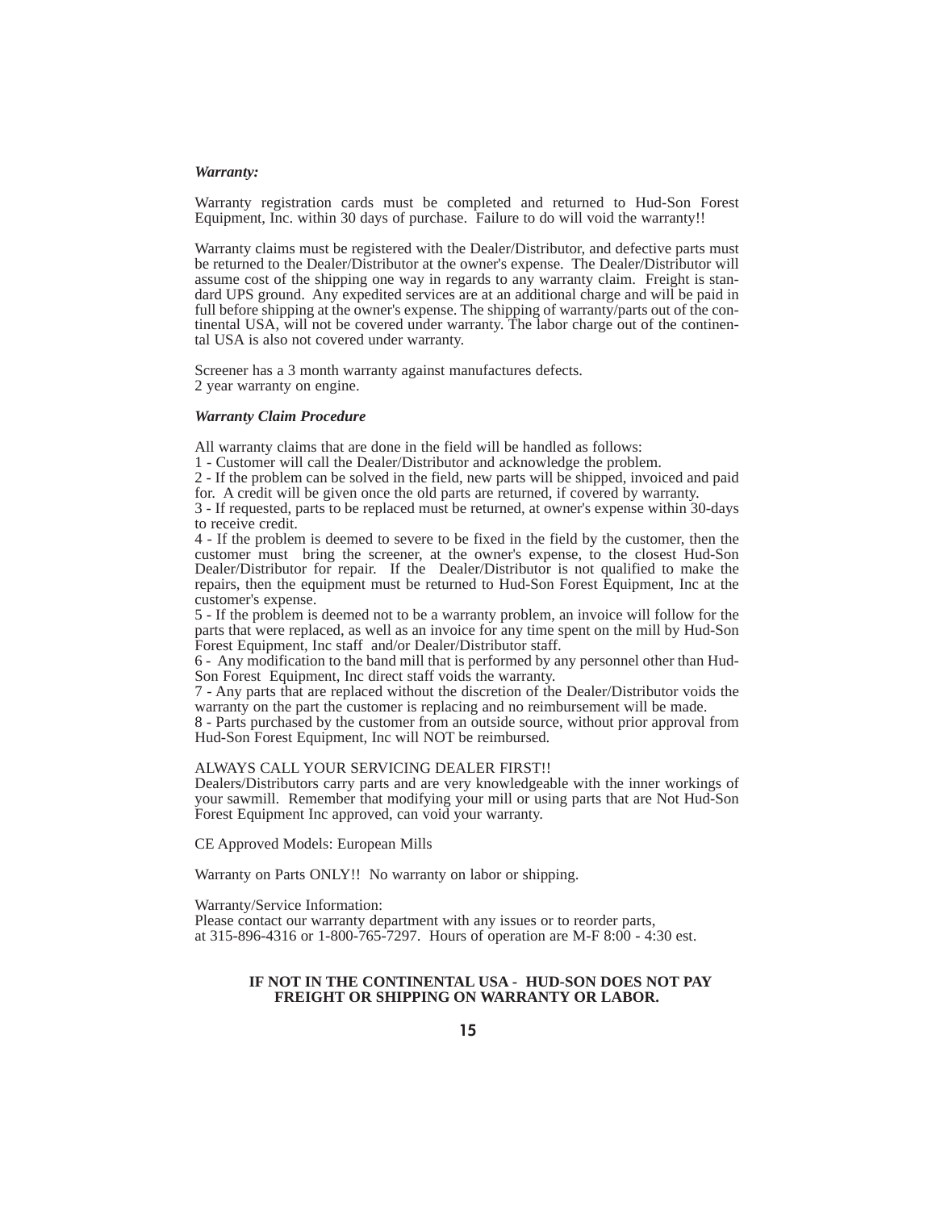***Warranty:***

Warranty registration cards must be completed and returned to Hud-Son Forest Equipment, Inc. within 30 days of purchase. Failure to do will void the warranty!!

Warranty claims must be registered with the Dealer/Distributor, and defective parts must be returned to the Dealer/Distributor at the owner's expense. The Dealer/Distributor will assume cost of the shipping one way in regards to any warranty claim. Freight is standard UPS ground. Any expedited services are at an additional charge and will be paid in full before shipping at the owner's expense. The shipping of warranty/parts out of the continental USA, will not be covered under warranty. The labor charge out of the continental USA is also not covered under warranty.

Screener has a 3 month warranty against manufactures defects.
2 year warranty on engine.

***Warranty Claim Procedure***

All warranty claims that are done in the field will be handled as follows:
1 - Customer will call the Dealer/Distributor and acknowledge the problem.
2 - If the problem can be solved in the field, new parts will be shipped, invoiced and paid for. A credit will be given once the old parts are returned, if covered by warranty.
3 - If requested, parts to be replaced must be returned, at owner's expense within 30-days to receive credit.
4 - If the problem is deemed to severe to be fixed in the field by the customer, then the customer must bring the screener, at the owner's expense, to the closest Hud-Son Dealer/Distributor for repair. If the Dealer/Distributor is not qualified to make the repairs, then the equipment must be returned to Hud-Son Forest Equipment, Inc at the customer's expense.
5 - If the problem is deemed not to be a warranty problem, an invoice will follow for the parts that were replaced, as well as an invoice for any time spent on the mill by Hud-Son Forest Equipment, Inc staff and/or Dealer/Distributor staff.
6 - Any modification to the band mill that is performed by any personnel other than Hud-Son Forest Equipment, Inc direct staff voids the warranty.
7 - Any parts that are replaced without the discretion of the Dealer/Distributor voids the warranty on the part the customer is replacing and no reimbursement will be made.
8 - Parts purchased by the customer from an outside source, without prior approval from Hud-Son Forest Equipment, Inc will NOT be reimbursed.

ALWAYS CALL YOUR SERVICING DEALER FIRST!!
Dealers/Distributors carry parts and are very knowledgeable with the inner workings of your sawmill. Remember that modifying your mill or using parts that are Not Hud-Son Forest Equipment Inc approved, can void your warranty.

CE Approved Models: European Mills

Warranty on Parts ONLY!! No warranty on labor or shipping.

Warranty/Service Information:
Please contact our warranty department with any issues or to reorder parts, at 315-896-4316 or 1-800-765-7297. Hours of operation are M-F 8:00 - 4:30 est.

**IF NOT IN THE CONTINENTAL USA - HUD-SON DOES NOT PAY FREIGHT OR SHIPPING ON WARRANTY OR LABOR.**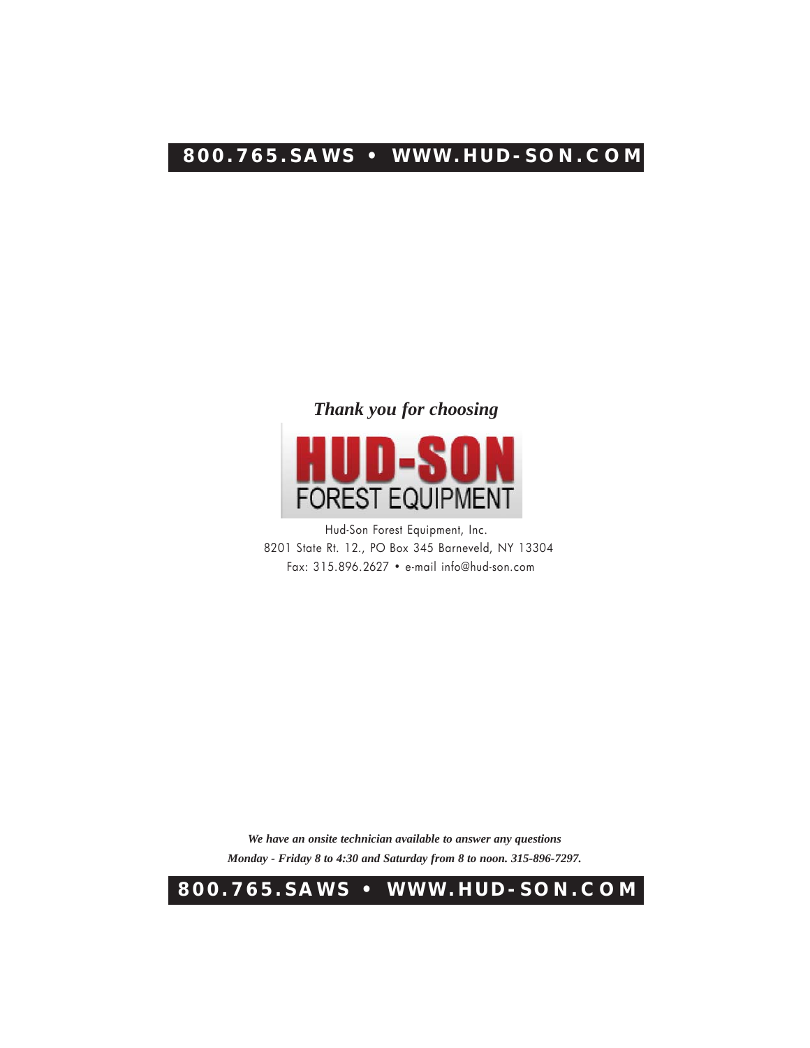**800.765.SAWS • WWW.HUD-SON.COM**

*Thank you for choosing*

HUD-SON
FOREST EQUIPMENT

Hud-Son Forest Equipment, Inc.
8201 State Rt. 12., PO Box 345 Barneveld, NY 13304
Fax: 315.896.2627 • e-mail info@hud-son.com

***We have an onsite technician available to answer any questions***
***Monday - Friday 8 to 4:30 and Saturday from 8 to noon. 315-896-7297.***

**800.765.SAWS • WWW.HUD-SON.COM**